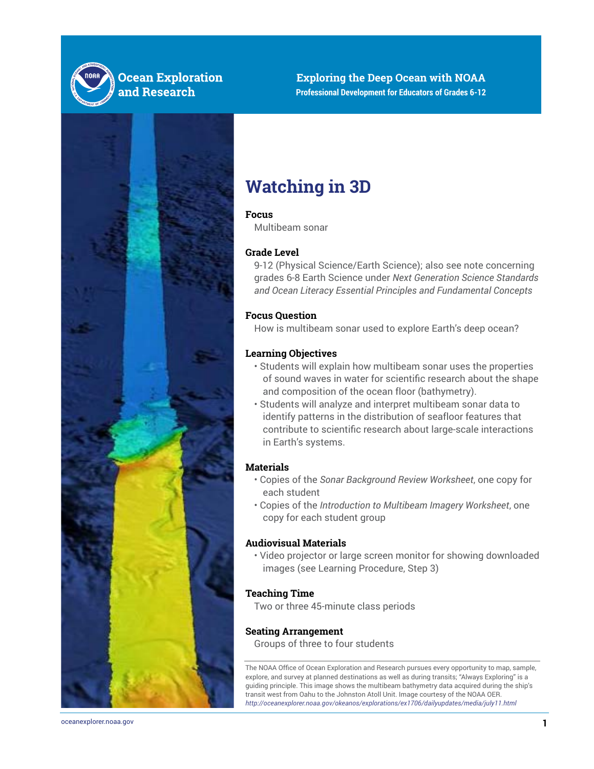Ocean Exploration and Research

**Exploring the Deep Ocean with NOAA**
**Professional Development for Educators of Grades 6-12**

# Watching in 3D

### Focus

Multibeam sonar

### Grade Level

9-12 (Physical Science/Earth Science); also see note concerning grades 6-8 Earth Science under *Next Generation Science Standards and Ocean Literacy Essential Principles and Fundamental Concepts*

### Focus Question

How is multibeam sonar used to explore Earth's deep ocean?

### Learning Objectives

- Students will explain how multibeam sonar uses the properties of sound waves in water for scientific research about the shape and composition of the ocean floor (bathymetry).
- Students will analyze and interpret multibeam sonar data to identify patterns in the distribution of seafloor features that contribute to scientific research about large-scale interactions in Earth's systems.

### Materials

- Copies of the *Sonar Background Review Worksheet*, one copy for each student
- Copies of the *Introduction to Multibeam Imagery Worksheet*, one copy for each student group

### Audiovisual Materials

- Video projector or large screen monitor for showing downloaded images (see Learning Procedure, Step 3)

### Teaching Time

Two or three 45-minute class periods

### Seating Arrangement

Groups of three to four students

The NOAA Office of Ocean Exploration and Research pursues every opportunity to map, sample, explore, and survey at planned destinations as well as during transits; "Always Exploring" is a guiding principle. This image shows the multibeam bathymetry data acquired during the ship's transit west from Oahu to the Johnston Atoll Unit. Image courtesy of the NOAA OER.
*http://oceanexplorer.noaa.gov/okeanos/explorations/ex1706/dailyupdates/media/july11.html*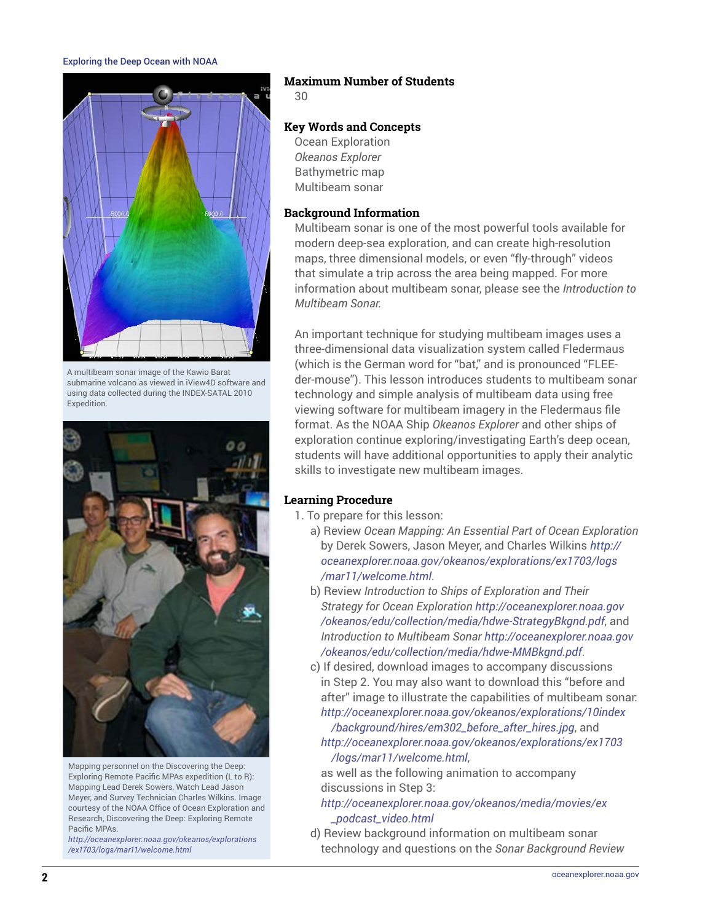A multibeam sonar image of the Kawio Barat submarine volcano as viewed in iView4D software and using data collected during the INDEX-SATAL 2010 Expedition.

Mapping personnel on the Discovering the Deep: Exploring Remote Pacific MPAs expedition (L to R): Mapping Lead Derek Sowers, Watch Lead Jason Meyer, and Survey Technician Charles Wilkins. Image courtesy of the NOAA Office of Ocean Exploration and Research, Discovering the Deep: Exploring Remote Pacific MPAs.
*http://oceanexplorer.noaa.gov/okeanos/explorations/ex1703/logs/mar11/welcome.html*

## Maximum Number of Students

30

## Key Words and Concepts

Ocean Exploration
*Okeanos Explorer*
Bathymetric map
Multibeam sonar

## Background Information

Multibeam sonar is one of the most powerful tools available for modern deep-sea exploration, and can create high-resolution maps, three dimensional models, or even "fly-through" videos that simulate a trip across the area being mapped. For more information about multibeam sonar, please see the *Introduction to Multibeam Sonar.*

An important technique for studying multibeam images uses a three-dimensional data visualization system called Fledermaus (which is the German word for "bat," and is pronounced "FLEE-der-mouse"). This lesson introduces students to multibeam sonar technology and simple analysis of multibeam data using free viewing software for multibeam imagery in the Fledermaus file format. As the NOAA Ship *Okeanos Explorer* and other ships of exploration continue exploring/investigating Earth's deep ocean, students will have additional opportunities to apply their analytic skills to investigate new multibeam images.

## Learning Procedure

1. To prepare for this lesson:
   a) Review *Ocean Mapping: An Essential Part of Ocean Exploration* by Derek Sowers, Jason Meyer, and Charles Wilkins *http://oceanexplorer.noaa.gov/okeanos/explorations/ex1703/logs/mar11/welcome.html*.
   b) Review *Introduction to Ships of Exploration and Their Strategy for Ocean Exploration* *http://oceanexplorer.noaa.gov/okeanos/edu/collection/media/hdwe-StrategyBkgnd.pdf*, and *Introduction to Multibeam Sonar* *http://oceanexplorer.noaa.gov/okeanos/edu/collection/media/hdwe-MMBkgnd.pdf*.
   c) If desired, download images to accompany discussions in Step 2. You may also want to download this "before and after" image to illustrate the capabilities of multibeam sonar: *http://oceanexplorer.noaa.gov/okeanos/explorations/10index/background/hires/em302_before_after_hires.jpg*, and *http://oceanexplorer.noaa.gov/okeanos/explorations/ex1703/logs/mar11/welcome.html*,
   as well as the following animation to accompany discussions in Step 3:
   *http://oceanexplorer.noaa.gov/okeanos/media/movies/ex_podcast_video.html*
   d) Review background information on multibeam sonar technology and questions on the *Sonar Background Review*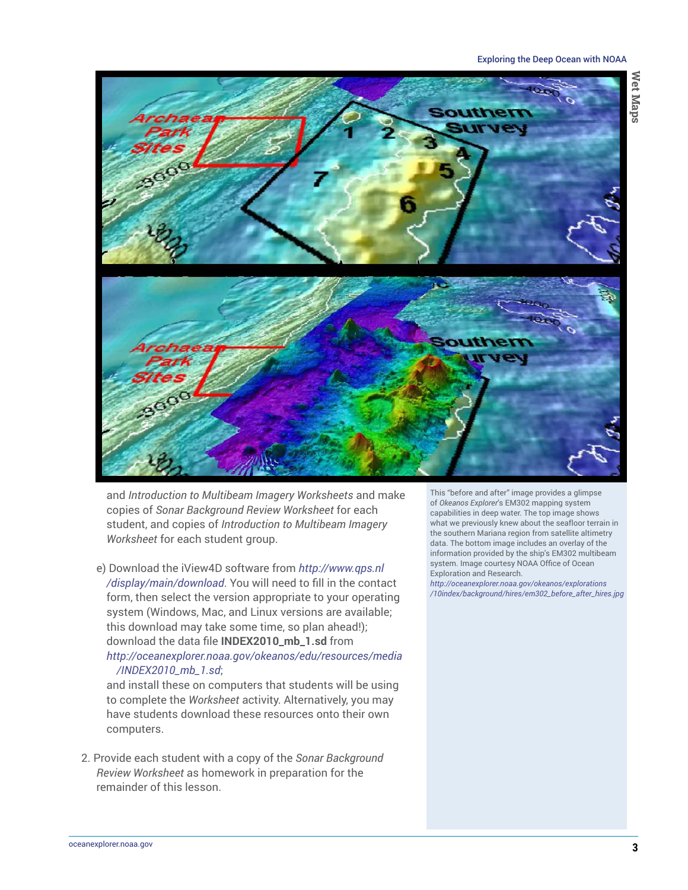and *Introduction to Multibeam Imagery Worksheets* and make copies of *Sonar Background Review Worksheet* for each student, and copies of *Introduction to Multibeam Imagery Worksheet* for each student group.

e) Download the iView4D software from *http://www.qps.nl/display/main/download*. You will need to fill in the contact form, then select the version appropriate to your operating system (Windows, Mac, and Linux versions are available; this download may take some time, so plan ahead!); download the data file **INDEX2010_mb_1.sd** from *http://oceanexplorer.noaa.gov/okeanos/edu/resources/media/INDEX2010_mb_1.sd*;
and install these on computers that students will be using to complete the *Worksheet* activity. Alternatively, you may have students download these resources onto their own computers.

2. Provide each student with a copy of the *Sonar Background Review Worksheet* as homework in preparation for the remainder of this lesson.

This "before and after" image provides a glimpse of *Okeanos Explorer*'s EM302 mapping system capabilities in deep water. The top image shows what we previously knew about the seafloor terrain in the southern Mariana region from satellite altimetry data. The bottom image includes an overlay of the information provided by the ship's EM302 multibeam system. Image courtesy NOAA Office of Ocean Exploration and Research.
*http://oceanexplorer.noaa.gov/okeanos/explorations/10index/background/hires/em302_before_after_hires.jpg*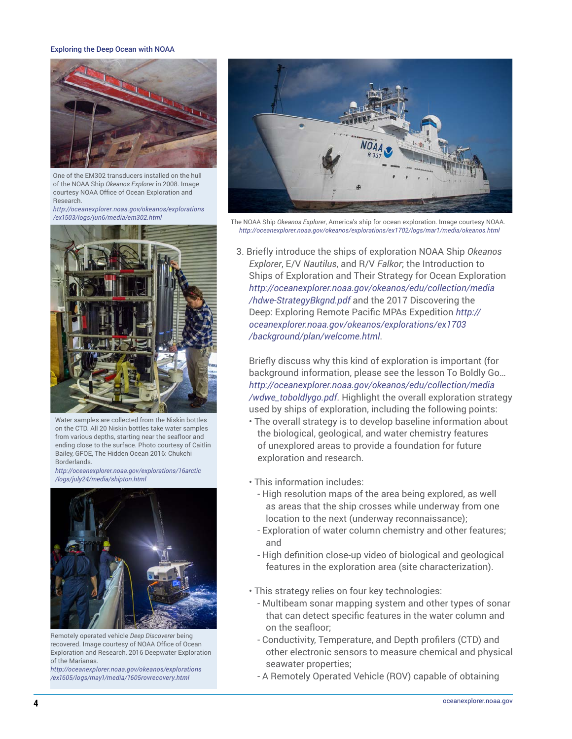One of the EM302 transducers installed on the hull of the NOAA Ship *Okeanos Explorer* in 2008. Image courtesy NOAA Office of Ocean Exploration and Research.
*http://oceanexplorer.noaa.gov/okeanos/explorations/ex1503/logs/jun6/media/em302.html*

Water samples are collected from the Niskin bottles on the CTD. All 20 Niskin bottles take water samples from various depths, starting near the seafloor and ending close to the surface. Photo courtesy of Caitlin Bailey, GFOE, The Hidden Ocean 2016: Chukchi Borderlands.
*http://oceanexplorer.noaa.gov/explorations/16arctic/logs/july24/media/shipton.html*

Remotely operated vehicle *Deep Discoverer* being recovered. Image courtesy of NOAA Office of Ocean Exploration and Research, 2016 Deepwater Exploration of the Marianas.
*http://oceanexplorer.noaa.gov/okeanos/explorations/ex1605/logs/may1/media/1605rovrecovery.html*

The NOAA Ship *Okeanos Explorer*, America's ship for ocean exploration. Image courtesy NOAA.
*http://oceanexplorer.noaa.gov/okeanos/explorations/ex1702/logs/mar1/media/okeanos.html*

3. Briefly introduce the ships of exploration NOAA Ship *Okeanos Explorer*, E/V *Nautilus*, and R/V *Falkor*; the Introduction to Ships of Exploration and Their Strategy for Ocean Exploration *http://oceanexplorer.noaa.gov/okeanos/edu/collection/media/hdwe-StrategyBkgnd.pdf* and the 2017 Discovering the Deep: Exploring Remote Pacific MPAs Expedition *http://oceanexplorer.noaa.gov/okeanos/explorations/ex1703/background/plan/welcome.html*.

   Briefly discuss why this kind of exploration is important (for background information, please see the lesson To Boldly Go… *http://oceanexplorer.noaa.gov/okeanos/edu/collection/media/wdwe_toboldlygo.pdf*. Highlight the overall exploration strategy used by ships of exploration, including the following points:

   - The overall strategy is to develop baseline information about the biological, geological, and water chemistry features of unexplored areas to provide a foundation for future exploration and research.
   - This information includes:
     - High resolution maps of the area being explored, as well as areas that the ship crosses while underway from one location to the next (underway reconnaissance);
     - Exploration of water column chemistry and other features; and
     - High definition close-up video of biological and geological features in the exploration area (site characterization).
   - This strategy relies on four key technologies:
     - Multibeam sonar mapping system and other types of sonar that can detect specific features in the water column and on the seafloor;
     - Conductivity, Temperature, and Depth profilers (CTD) and other electronic sensors to measure chemical and physical seawater properties;
     - A Remotely Operated Vehicle (ROV) capable of obtaining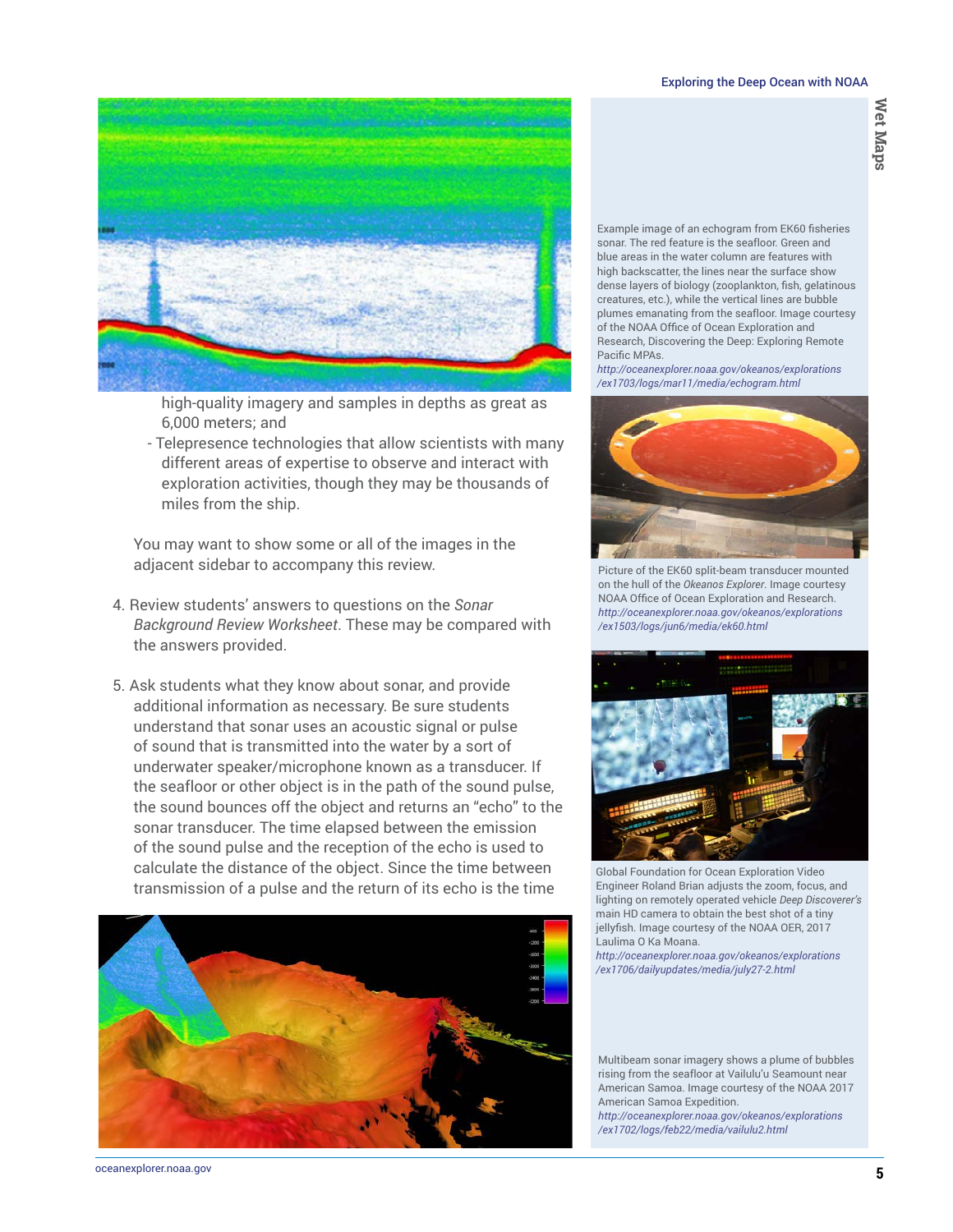high-quality imagery and samples in depths as great as 6,000 meters; and

- Telepresence technologies that allow scientists with many different areas of expertise to observe and interact with exploration activities, though they may be thousands of miles from the ship.

You may want to show some or all of the images in the adjacent sidebar to accompany this review.

4. Review students' answers to questions on the *Sonar Background Review Worksheet*. These may be compared with the answers provided.

5. Ask students what they know about sonar, and provide additional information as necessary. Be sure students understand that sonar uses an acoustic signal or pulse of sound that is transmitted into the water by a sort of underwater speaker/microphone known as a transducer. If the seafloor or other object is in the path of the sound pulse, the sound bounces off the object and returns an "echo" to the sonar transducer. The time elapsed between the emission of the sound pulse and the reception of the echo is used to calculate the distance of the object. Since the time between transmission of a pulse and the return of its echo is the time

Example image of an echogram from EK60 fisheries sonar. The red feature is the seafloor. Green and blue areas in the water column are features with high backscatter, the lines near the surface show dense layers of biology (zooplankton, fish, gelatinous creatures, etc.), while the vertical lines are bubble plumes emanating from the seafloor. Image courtesy of the NOAA Office of Ocean Exploration and Research, Discovering the Deep: Exploring Remote Pacific MPAs.
*http://oceanexplorer.noaa.gov/okeanos/explorations/ex1703/logs/mar11/media/echogram.html*

Picture of the EK60 split-beam transducer mounted on the hull of the *Okeanos Explorer*. Image courtesy NOAA Office of Ocean Exploration and Research.
*http://oceanexplorer.noaa.gov/okeanos/explorations/ex1503/logs/jun6/media/ek60.html*

Global Foundation for Ocean Exploration Video Engineer Roland Brian adjusts the zoom, focus, and lighting on remotely operated vehicle *Deep Discoverer's* main HD camera to obtain the best shot of a tiny jellyfish. Image courtesy of the NOAA OER, 2017 Laulima O Ka Moana.
*http://oceanexplorer.noaa.gov/okeanos/explorations/ex1706/dailyupdates/media/july27-2.html*

Multibeam sonar imagery shows a plume of bubbles rising from the seafloor at Vailulu'u Seamount near American Samoa. Image courtesy of the NOAA 2017 American Samoa Expedition.
*http://oceanexplorer.noaa.gov/okeanos/explorations/ex1702/logs/feb22/media/vailulu2.html*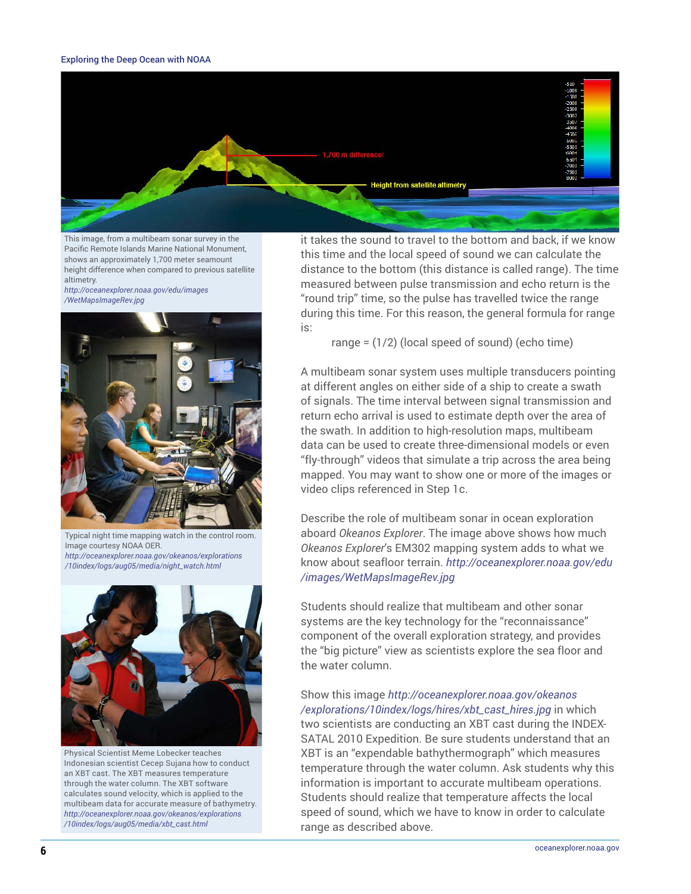This image, from a multibeam sonar survey in the Pacific Remote Islands Marine National Monument, shows an approximately 1,700 meter seamount height difference when compared to previous satellite altimetry.
*http://oceanexplorer.noaa.gov/edu/images/WetMapsImageRev.jpg*

Typical night time mapping watch in the control room. Image courtesy NOAA OER.
*http://oceanexplorer.noaa.gov/okeanos/explorations/10index/logs/aug05/media/night_watch.html*

Physical Scientist Meme Lobecker teaches Indonesian scientist Cecep Sujana how to conduct an XBT cast. The XBT measures temperature through the water column. The XBT software calculates sound velocity, which is applied to the multibeam data for accurate measure of bathymetry.
*http://oceanexplorer.noaa.gov/okeanos/explorations/10index/logs/aug05/media/xbt_cast.html*

it takes the sound to travel to the bottom and back, if we know this time and the local speed of sound we can calculate the distance to the bottom (this distance is called range). The time measured between pulse transmission and echo return is the "round trip" time, so the pulse has travelled twice the range during this time. For this reason, the general formula for range is:

range = (1/2) (local speed of sound) (echo time)

A multibeam sonar system uses multiple transducers pointing at different angles on either side of a ship to create a swath of signals. The time interval between signal transmission and return echo arrival is used to estimate depth over the area of the swath. In addition to high-resolution maps, multibeam data can be used to create three-dimensional models or even "fly-through" videos that simulate a trip across the area being mapped. You may want to show one or more of the images or video clips referenced in Step 1c.

Describe the role of multibeam sonar in ocean exploration aboard *Okeanos Explorer*. The image above shows how much *Okeanos Explorer*'s EM302 mapping system adds to what we know about seafloor terrain. *http://oceanexplorer.noaa.gov/edu/images/WetMapsImageRev.jpg*

Students should realize that multibeam and other sonar systems are the key technology for the "reconnaissance" component of the overall exploration strategy, and provides the "big picture" view as scientists explore the sea floor and the water column.

Show this image *http://oceanexplorer.noaa.gov/okeanos/explorations/10index/logs/hires/xbt_cast_hires.jpg* in which two scientists are conducting an XBT cast during the INDEX-SATAL 2010 Expedition. Be sure students understand that an XBT is an "expendable bathythermograph" which measures temperature through the water column. Ask students why this information is important to accurate multibeam operations. Students should realize that temperature affects the local speed of sound, which we have to know in order to calculate range as described above.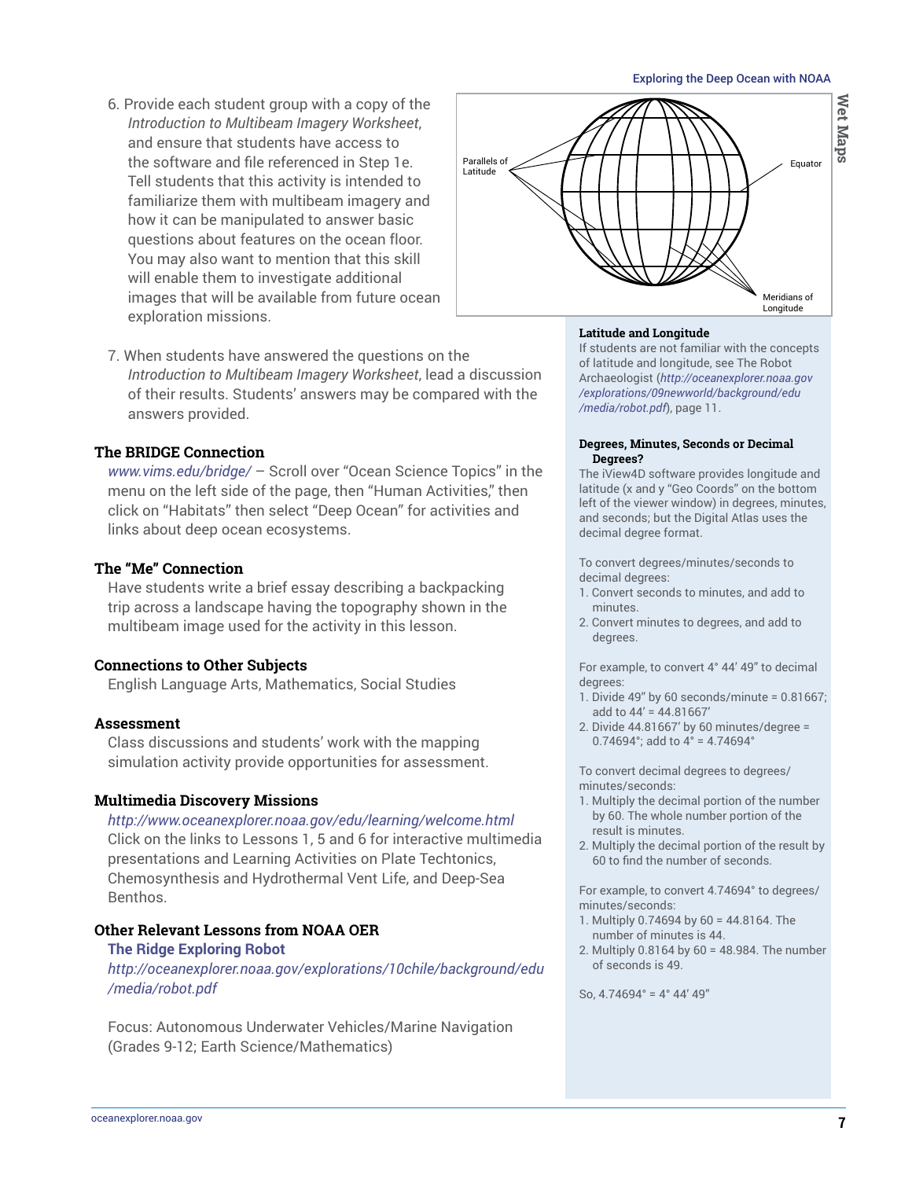6. Provide each student group with a copy of the *Introduction to Multibeam Imagery Worksheet*, and ensure that students have access to the software and file referenced in Step 1e. Tell students that this activity is intended to familiarize them with multibeam imagery and how it can be manipulated to answer basic questions about features on the ocean floor. You may also want to mention that this skill will enable them to investigate additional images that will be available from future ocean exploration missions.

7. When students have answered the questions on the *Introduction to Multibeam Imagery Worksheet*, lead a discussion of their results. Students' answers may be compared with the answers provided.

## The BRIDGE Connection

*www.vims.edu/bridge/* – Scroll over "Ocean Science Topics" in the menu on the left side of the page, then "Human Activities," then click on "Habitats" then select "Deep Ocean" for activities and links about deep ocean ecosystems.

## The "Me" Connection

Have students write a brief essay describing a backpacking trip across a landscape having the topography shown in the multibeam image used for the activity in this lesson.

## Connections to Other Subjects

English Language Arts, Mathematics, Social Studies

## Assessment

Class discussions and students' work with the mapping simulation activity provide opportunities for assessment.

## Multimedia Discovery Missions

*http://www.oceanexplorer.noaa.gov/edu/learning/welcome.html*
Click on the links to Lessons 1, 5 and 6 for interactive multimedia presentations and Learning Activities on Plate Techtonics, Chemosynthesis and Hydrothermal Vent Life, and Deep-Sea Benthos.

## Other Relevant Lessons from NOAA OER

**The Ridge Exploring Robot**
*http://oceanexplorer.noaa.gov/explorations/10chile/background/edu/media/robot.pdf*

Focus: Autonomous Underwater Vehicles/Marine Navigation (Grades 9-12; Earth Science/Mathematics)

Parallels of Latitude

Equator

Meridians of Longitude

### Latitude and Longitude

If students are not familiar with the concepts of latitude and longitude, see The Robot Archaeologist (*http://oceanexplorer.noaa.gov/explorations/09newworld/background/edu/media/robot.pdf*), page 11.

### Degrees, Minutes, Seconds or Decimal Degrees?

The iView4D software provides longitude and latitude (x and y "Geo Coords" on the bottom left of the viewer window) in degrees, minutes, and seconds; but the Digital Atlas uses the decimal degree format.

To convert degrees/minutes/seconds to decimal degrees:

1. Convert seconds to minutes, and add to minutes.
2. Convert minutes to degrees, and add to degrees.

For example, to convert 4° 44′ 49″ to decimal degrees:

1. Divide 49″ by 60 seconds/minute = 0.81667; add to 44′ = 44.81667′
2. Divide 44.81667′ by 60 minutes/degree = 0.74694°; add to 4° = 4.74694°

To convert decimal degrees to degrees/minutes/seconds:

1. Multiply the decimal portion of the number by 60. The whole number portion of the result is minutes.
2. Multiply the decimal portion of the result by 60 to find the number of seconds.

For example, to convert 4.74694° to degrees/minutes/seconds:

1. Multiply 0.74694 by 60 = 44.8164. The number of minutes is 44.
2. Multiply 0.8164 by 60 = 48.984. The number of seconds is 49.

So, 4.74694° = 4° 44′ 49″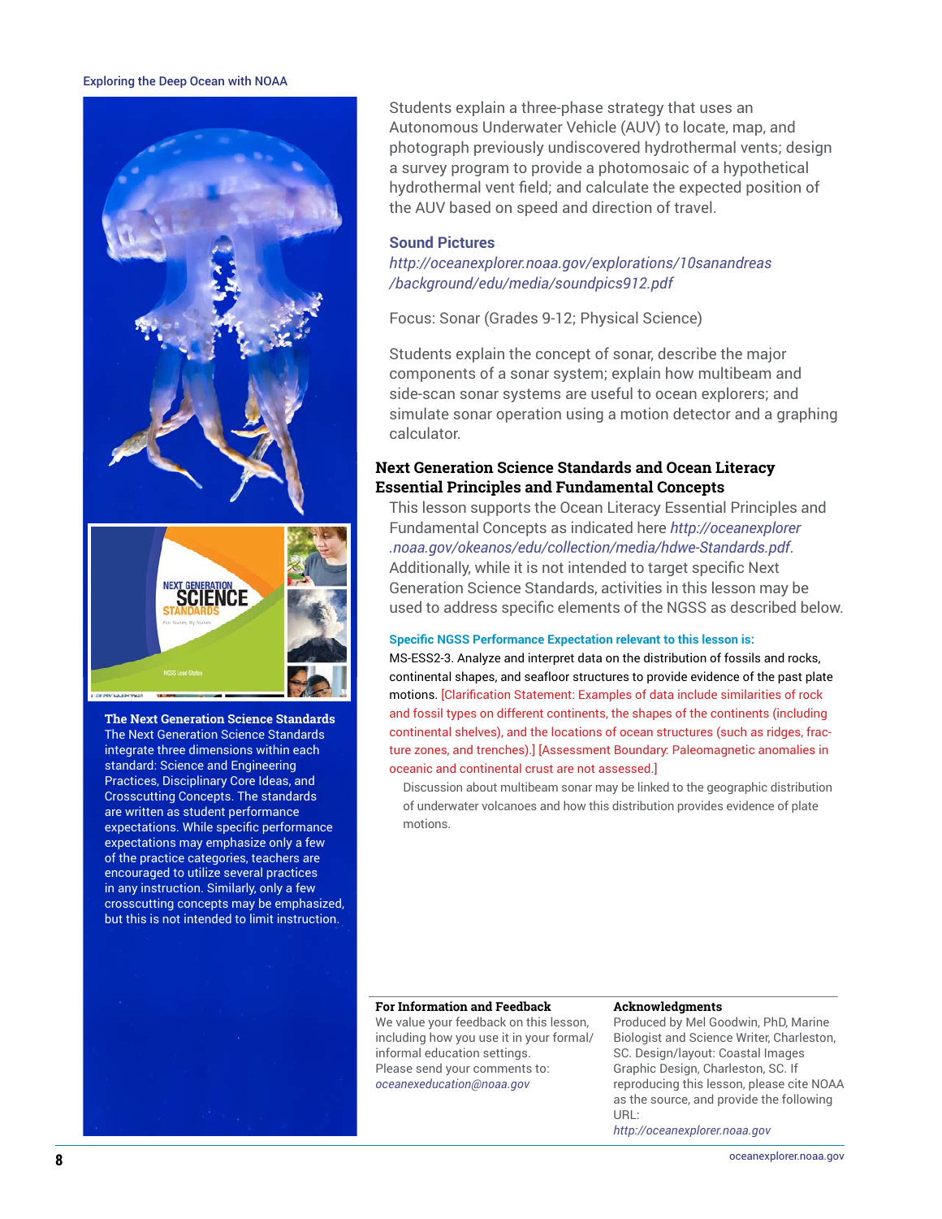Students explain a three-phase strategy that uses an Autonomous Underwater Vehicle (AUV) to locate, map, and photograph previously undiscovered hydrothermal vents; design a survey program to provide a photomosaic of a hypothetical hydrothermal vent field; and calculate the expected position of the AUV based on speed and direction of travel.

### Sound Pictures

*http://oceanexplorer.noaa.gov/explorations/10sanandreas/background/edu/media/soundpics912.pdf*

Focus: Sonar (Grades 9-12; Physical Science)

Students explain the concept of sonar, describe the major components of a sonar system; explain how multibeam and side-scan sonar systems are useful to ocean explorers; and simulate sonar operation using a motion detector and a graphing calculator.

## Next Generation Science Standards and Ocean Literacy Essential Principles and Fundamental Concepts

This lesson supports the Ocean Literacy Essential Principles and Fundamental Concepts as indicated here *http://oceanexplorer.noaa.gov/okeanos/edu/collection/media/hdwe-Standards.pdf*. Additionally, while it is not intended to target specific Next Generation Science Standards, activities in this lesson may be used to address specific elements of the NGSS as described below.

**Specific NGSS Performance Expectation relevant to this lesson is:**

MS-ESS2-3. Analyze and interpret data on the distribution of fossils and rocks, continental shapes, and seafloor structures to provide evidence of the past plate motions. [Clarification Statement: Examples of data include similarities of rock and fossil types on different continents, the shapes of the continents (including continental shelves), and the locations of ocean structures (such as ridges, fracture zones, and trenches).] [Assessment Boundary: Paleomagnetic anomalies in oceanic and continental crust are not assessed.]

Discussion about multibeam sonar may be linked to the geographic distribution of underwater volcanoes and how this distribution provides evidence of plate motions.

**The Next Generation Science Standards**

The Next Generation Science Standards integrate three dimensions within each standard: Science and Engineering Practices, Disciplinary Core Ideas, and Crosscutting Concepts. The standards are written as student performance expectations. While specific performance expectations may emphasize only a few of the practice categories, teachers are encouraged to utilize several practices in any instruction. Similarly, only a few crosscutting concepts may be emphasized, but this is not intended to limit instruction.

**For Information and Feedback**

We value your feedback on this lesson, including how you use it in your formal/informal education settings. Please send your comments to: *oceanexeducation@noaa.gov*

**Acknowledgments**

Produced by Mel Goodwin, PhD, Marine Biologist and Science Writer, Charleston, SC. Design/layout: Coastal Images Graphic Design, Charleston, SC. If reproducing this lesson, please cite NOAA as the source, and provide the following URL: *http://oceanexplorer.noaa.gov*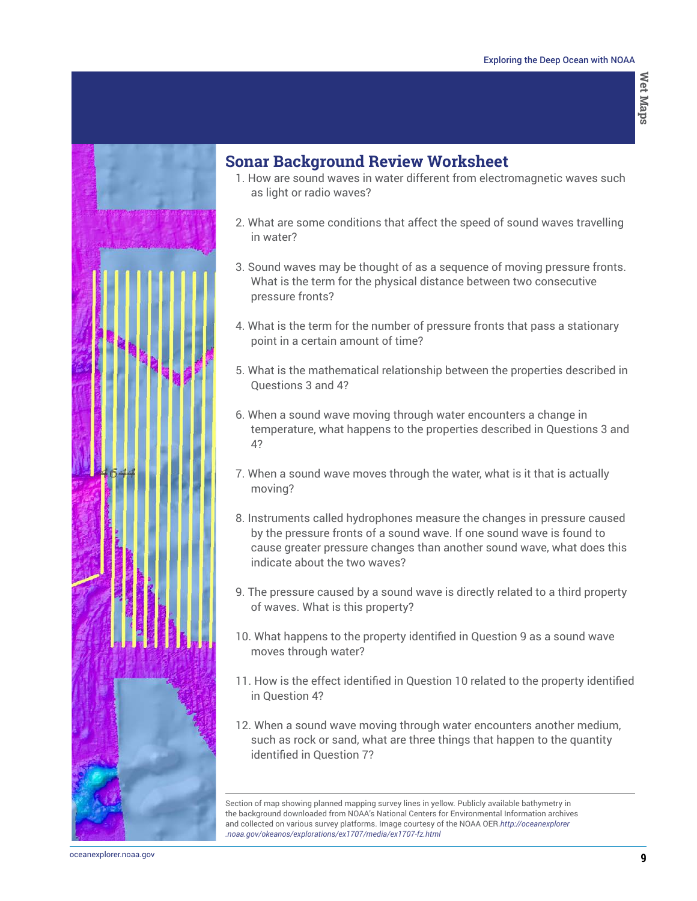## Sonar Background Review Worksheet

1. How are sound waves in water different from electromagnetic waves such as light or radio waves?

2. What are some conditions that affect the speed of sound waves travelling in water?

3. Sound waves may be thought of as a sequence of moving pressure fronts. What is the term for the physical distance between two consecutive pressure fronts?

4. What is the term for the number of pressure fronts that pass a stationary point in a certain amount of time?

5. What is the mathematical relationship between the properties described in Questions 3 and 4?

6. When a sound wave moving through water encounters a change in temperature, what happens to the properties described in Questions 3 and 4?

7. When a sound wave moves through the water, what is it that is actually moving?

8. Instruments called hydrophones measure the changes in pressure caused by the pressure fronts of a sound wave. If one sound wave is found to cause greater pressure changes than another sound wave, what does this indicate about the two waves?

9. The pressure caused by a sound wave is directly related to a third property of waves. What is this property?

10. What happens to the property identified in Question 9 as a sound wave moves through water?

11. How is the effect identified in Question 10 related to the property identified in Question 4?

12. When a sound wave moving through water encounters another medium, such as rock or sand, what are three things that happen to the quantity identified in Question 7?

Section of map showing planned mapping survey lines in yellow. Publicly available bathymetry in the background downloaded from NOAA's National Centers for Environmental Information archives and collected on various survey platforms. Image courtesy of the NOAA OER. *http://oceanexplorer.noaa.gov/okeanos/explorations/ex1707/media/ex1707-fz.html*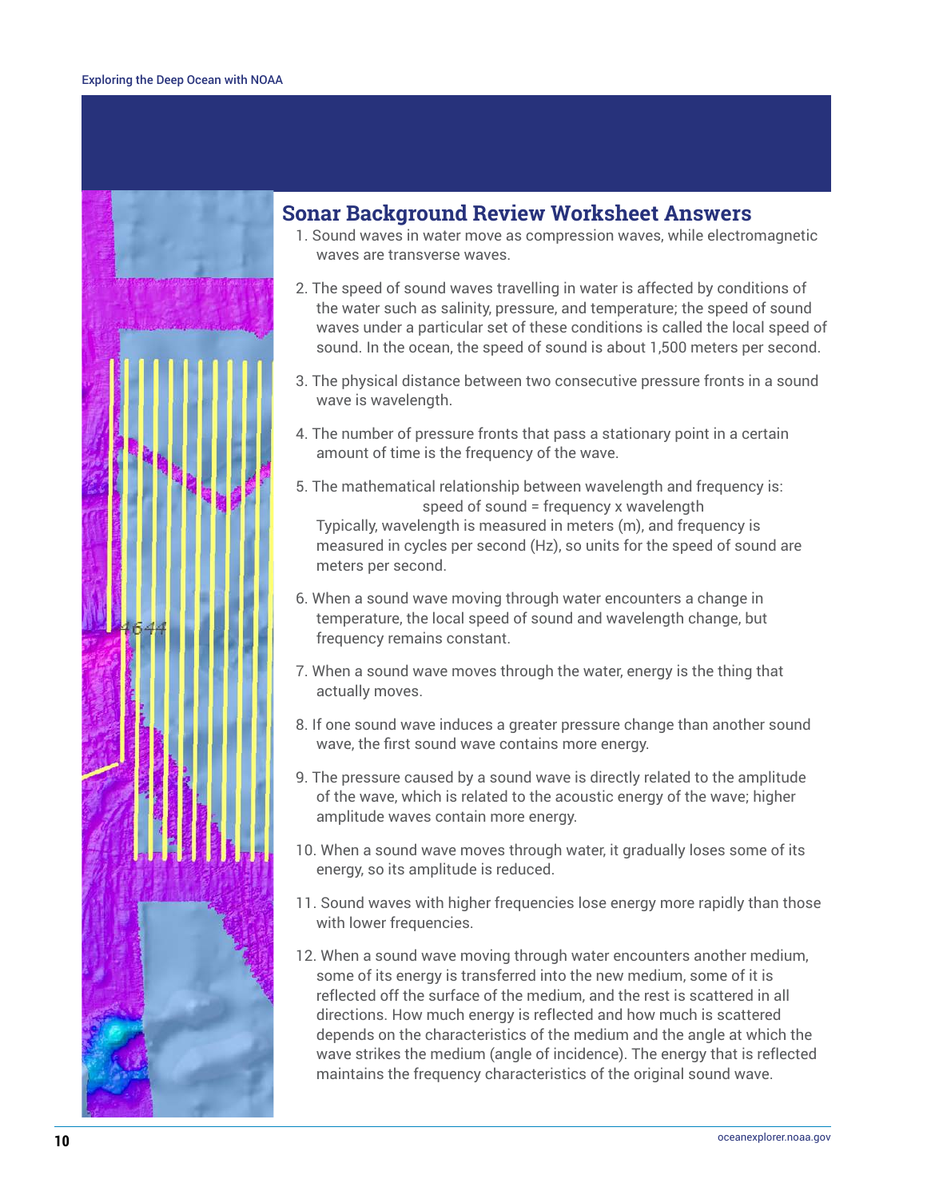## Sonar Background Review Worksheet Answers

1. Sound waves in water move as compression waves, while electromagnetic waves are transverse waves.

2. The speed of sound waves travelling in water is affected by conditions of the water such as salinity, pressure, and temperature; the speed of sound waves under a particular set of these conditions is called the local speed of sound. In the ocean, the speed of sound is about 1,500 meters per second.

3. The physical distance between two consecutive pressure fronts in a sound wave is wavelength.

4. The number of pressure fronts that pass a stationary point in a certain amount of time is the frequency of the wave.

5. The mathematical relationship between wavelength and frequency is:

   speed of sound = frequency x wavelength

   Typically, wavelength is measured in meters (m), and frequency is measured in cycles per second (Hz), so units for the speed of sound are meters per second.

6. When a sound wave moving through water encounters a change in temperature, the local speed of sound and wavelength change, but frequency remains constant.

7. When a sound wave moves through the water, energy is the thing that actually moves.

8. If one sound wave induces a greater pressure change than another sound wave, the first sound wave contains more energy.

9. The pressure caused by a sound wave is directly related to the amplitude of the wave, which is related to the acoustic energy of the wave; higher amplitude waves contain more energy.

10. When a sound wave moves through water, it gradually loses some of its energy, so its amplitude is reduced.

11. Sound waves with higher frequencies lose energy more rapidly than those with lower frequencies.

12. When a sound wave moving through water encounters another medium, some of its energy is transferred into the new medium, some of it is reflected off the surface of the medium, and the rest is scattered in all directions. How much energy is reflected and how much is scattered depends on the characteristics of the medium and the angle at which the wave strikes the medium (angle of incidence). The energy that is reflected maintains the frequency characteristics of the original sound wave.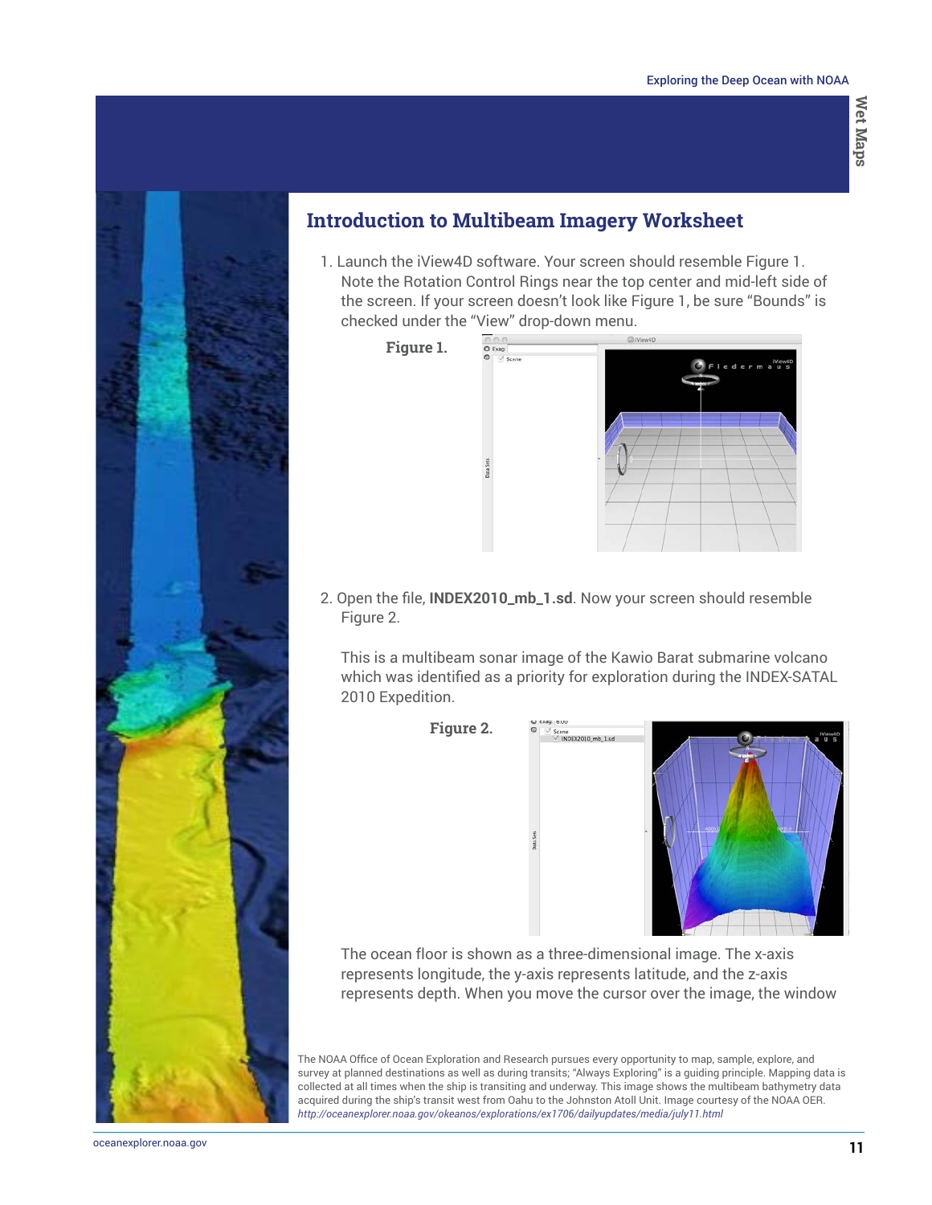## Introduction to Multibeam Imagery Worksheet

1. Launch the iView4D software. Your screen should resemble Figure 1. Note the Rotation Control Rings near the top center and mid-left side of the screen. If your screen doesn't look like Figure 1, be sure "Bounds" is checked under the "View" drop-down menu.

**Figure 1.**

2. Open the file, **INDEX2010_mb_1.sd**. Now your screen should resemble Figure 2.

   This is a multibeam sonar image of the Kawio Barat submarine volcano which was identified as a priority for exploration during the INDEX-SATAL 2010 Expedition.

**Figure 2.**

The ocean floor is shown as a three-dimensional image. The x-axis represents longitude, the y-axis represents latitude, and the z-axis represents depth. When you move the cursor over the image, the window

The NOAA Office of Ocean Exploration and Research pursues every opportunity to map, sample, explore, and survey at planned destinations as well as during transits; "Always Exploring" is a guiding principle. Mapping data is collected at all times when the ship is transiting and underway. This image shows the multibeam bathymetry data acquired during the ship's transit west from Oahu to the Johnston Atoll Unit. Image courtesy of the NOAA OER. *http://oceanexplorer.noaa.gov/okeanos/explorations/ex1706/dailyupdates/media/july11.html*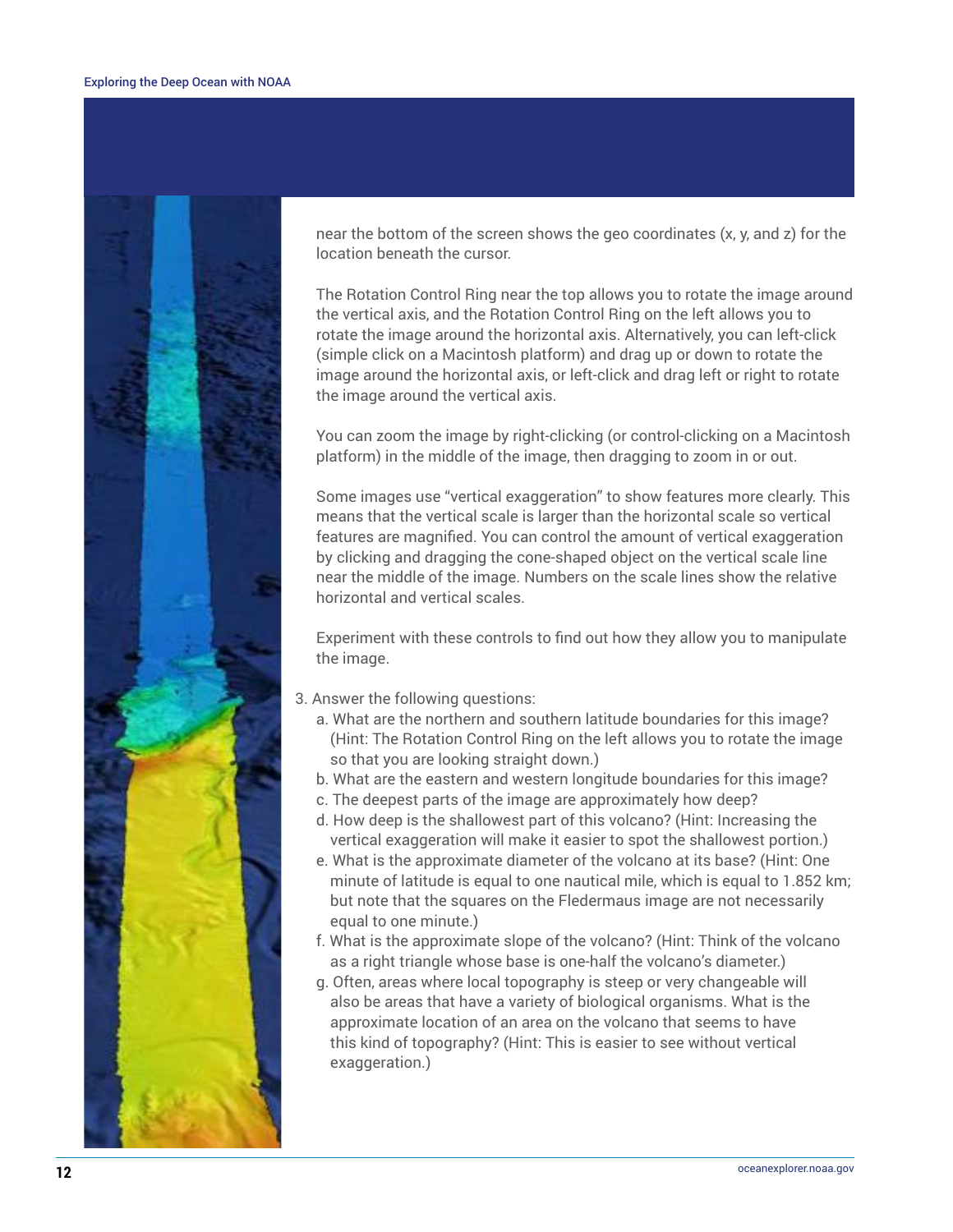near the bottom of the screen shows the geo coordinates (x, y, and z) for the location beneath the cursor.

The Rotation Control Ring near the top allows you to rotate the image around the vertical axis, and the Rotation Control Ring on the left allows you to rotate the image around the horizontal axis. Alternatively, you can left-click (simple click on a Macintosh platform) and drag up or down to rotate the image around the horizontal axis, or left-click and drag left or right to rotate the image around the vertical axis.

You can zoom the image by right-clicking (or control-clicking on a Macintosh platform) in the middle of the image, then dragging to zoom in or out.

Some images use "vertical exaggeration" to show features more clearly. This means that the vertical scale is larger than the horizontal scale so vertical features are magnified. You can control the amount of vertical exaggeration by clicking and dragging the cone-shaped object on the vertical scale line near the middle of the image. Numbers on the scale lines show the relative horizontal and vertical scales.

Experiment with these controls to find out how they allow you to manipulate the image.

3. Answer the following questions:
   a. What are the northern and southern latitude boundaries for this image? (Hint: The Rotation Control Ring on the left allows you to rotate the image so that you are looking straight down.)
   b. What are the eastern and western longitude boundaries for this image?
   c. The deepest parts of the image are approximately how deep?
   d. How deep is the shallowest part of this volcano? (Hint: Increasing the vertical exaggeration will make it easier to spot the shallowest portion.)
   e. What is the approximate diameter of the volcano at its base? (Hint: One minute of latitude is equal to one nautical mile, which is equal to 1.852 km; but note that the squares on the Fledermaus image are not necessarily equal to one minute.)
   f. What is the approximate slope of the volcano? (Hint: Think of the volcano as a right triangle whose base is one-half the volcano's diameter.)
   g. Often, areas where local topography is steep or very changeable will also be areas that have a variety of biological organisms. What is the approximate location of an area on the volcano that seems to have this kind of topography? (Hint: This is easier to see without vertical exaggeration.)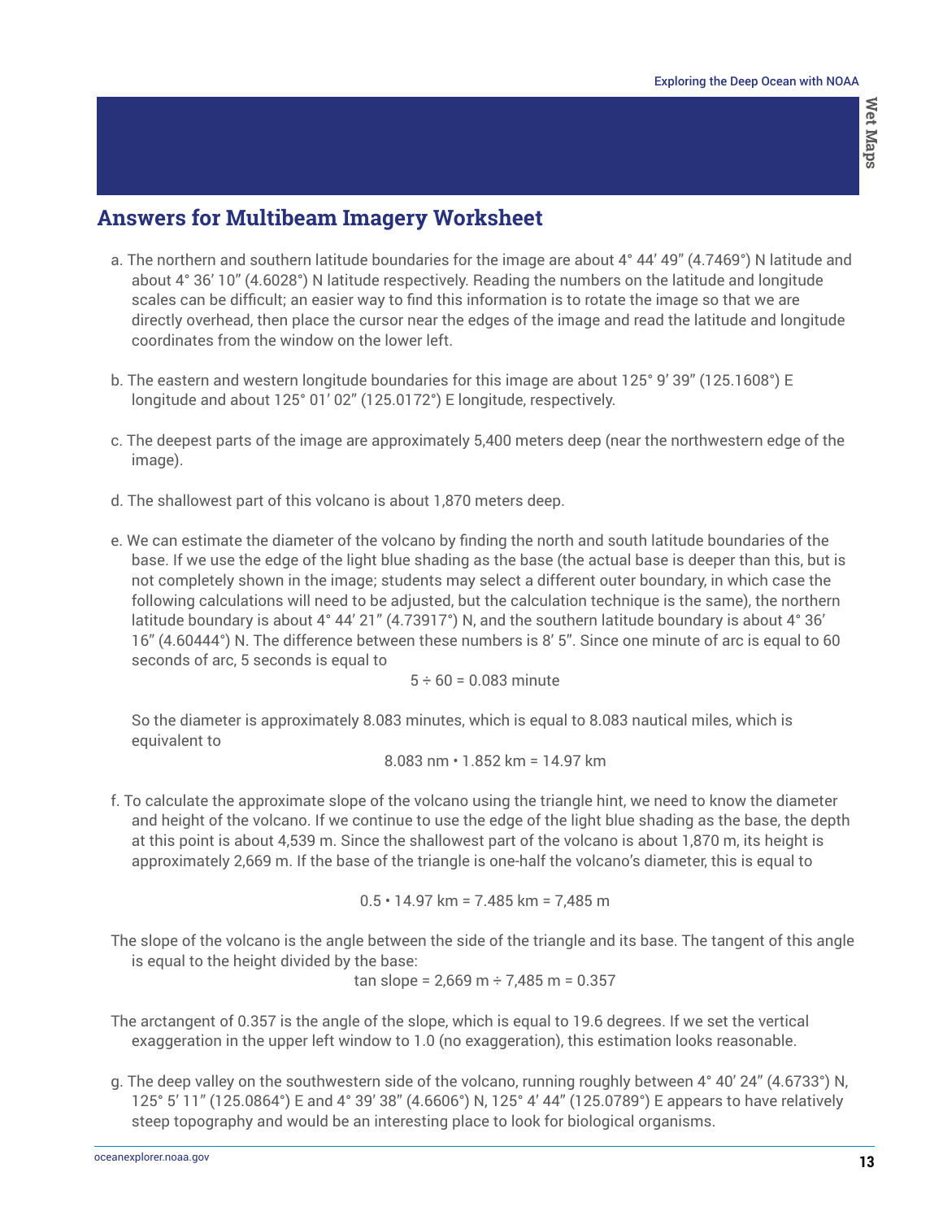## Answers for Multibeam Imagery Worksheet

a. The northern and southern latitude boundaries for the image are about 4° 44′ 49″ (4.7469°) N latitude and about 4° 36′ 10″ (4.6028°) N latitude respectively. Reading the numbers on the latitude and longitude scales can be difficult; an easier way to find this information is to rotate the image so that we are directly overhead, then place the cursor near the edges of the image and read the latitude and longitude coordinates from the window on the lower left.

b. The eastern and western longitude boundaries for this image are about 125° 9′ 39″ (125.1608°) E longitude and about 125° 01′ 02″ (125.0172°) E longitude, respectively.

c. The deepest parts of the image are approximately 5,400 meters deep (near the northwestern edge of the image).

d. The shallowest part of this volcano is about 1,870 meters deep.

e. We can estimate the diameter of the volcano by finding the north and south latitude boundaries of the base. If we use the edge of the light blue shading as the base (the actual base is deeper than this, but is not completely shown in the image; students may select a different outer boundary, in which case the following calculations will need to be adjusted, but the calculation technique is the same), the northern latitude boundary is about 4° 44′ 21″ (4.73917°) N, and the southern latitude boundary is about 4° 36′ 16″ (4.60444°) N. The difference between these numbers is 8′ 5″. Since one minute of arc is equal to 60 seconds of arc, 5 seconds is equal to

$$5 \div 60 = 0.083 \text{ minute}$$

So the diameter is approximately 8.083 minutes, which is equal to 8.083 nautical miles, which is equivalent to

$$8.083 \text{ nm} \cdot 1.852 \text{ km} = 14.97 \text{ km}$$

f. To calculate the approximate slope of the volcano using the triangle hint, we need to know the diameter and height of the volcano. If we continue to use the edge of the light blue shading as the base, the depth at this point is about 4,539 m. Since the shallowest part of the volcano is about 1,870 m, its height is approximately 2,669 m. If the base of the triangle is one-half the volcano's diameter, this is equal to

$$0.5 \cdot 14.97 \text{ km} = 7.485 \text{ km} = 7{,}485 \text{ m}$$

The slope of the volcano is the angle between the side of the triangle and its base. The tangent of this angle is equal to the height divided by the base:

$$\tan \text{slope} = 2{,}669 \text{ m} \div 7{,}485 \text{ m} = 0.357$$

The arctangent of 0.357 is the angle of the slope, which is equal to 19.6 degrees. If we set the vertical exaggeration in the upper left window to 1.0 (no exaggeration), this estimation looks reasonable.

g. The deep valley on the southwestern side of the volcano, running roughly between 4° 40′ 24″ (4.6733°) N, 125° 5′ 11″ (125.0864°) E and 4° 39′ 38″ (4.6606°) N, 125° 4′ 44″ (125.0789°) E appears to have relatively steep topography and would be an interesting place to look for biological organisms.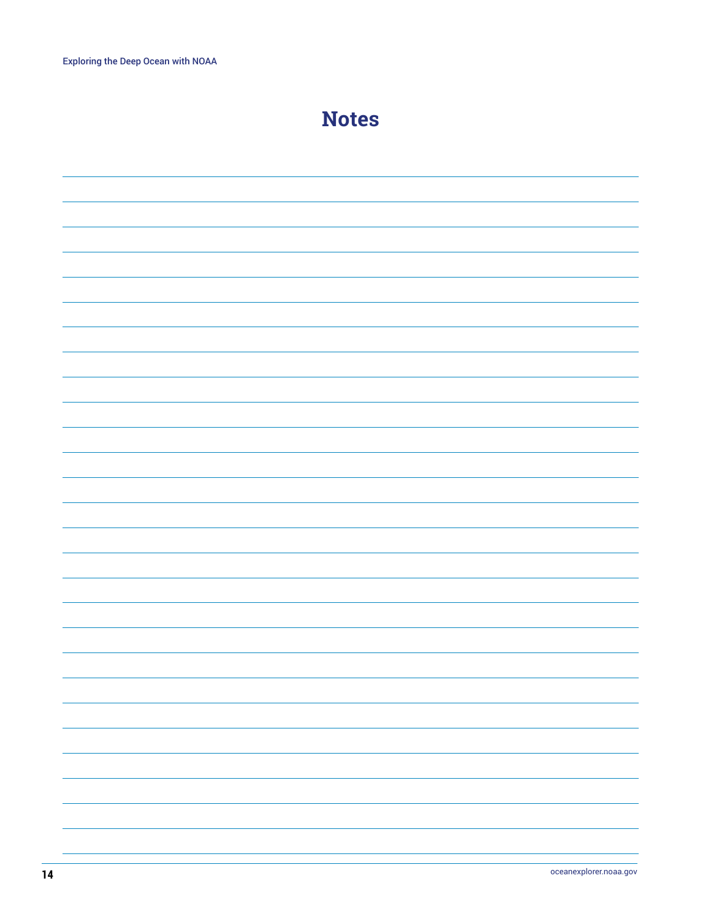# Notes